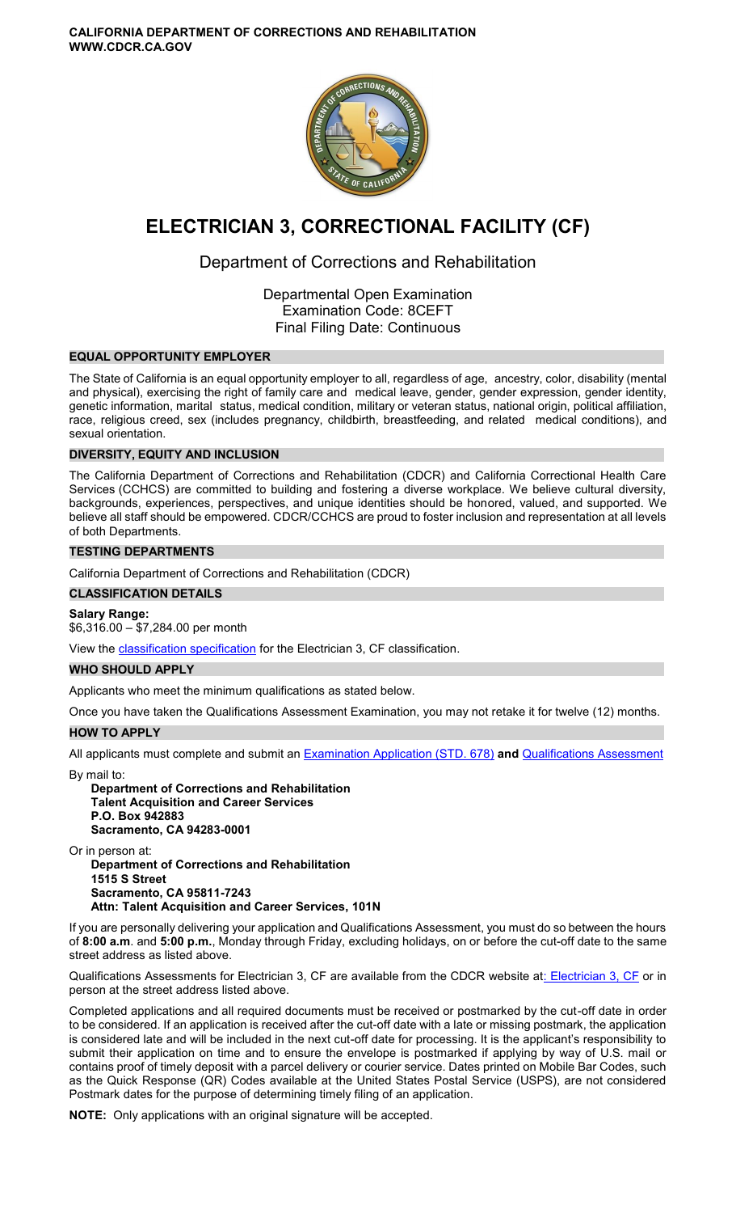**CALIFORNIA DEPARTMENT OF CORRECTIONS AND REHABILITATION**
**WWW.CDCR.CA.GOV**

# ELECTRICIAN 3, CORRECTIONAL FACILITY (CF)

## Department of Corrections and Rehabilitation

Departmental Open Examination
Examination Code: 8CEFT
Final Filing Date: Continuous

### EQUAL OPPORTUNITY EMPLOYER

The State of California is an equal opportunity employer to all, regardless of age, ancestry, color, disability (mental and physical), exercising the right of family care and medical leave, gender, gender expression, gender identity, genetic information, marital status, medical condition, military or veteran status, national origin, political affiliation, race, religious creed, sex (includes pregnancy, childbirth, breastfeeding, and related medical conditions), and sexual orientation.

### DIVERSITY, EQUITY AND INCLUSION

The California Department of Corrections and Rehabilitation (CDCR) and California Correctional Health Care Services (CCHCS) are committed to building and fostering a diverse workplace. We believe cultural diversity, backgrounds, experiences, perspectives, and unique identities should be honored, valued, and supported. We believe all staff should be empowered. CDCR/CCHCS are proud to foster inclusion and representation at all levels of both Departments.

### TESTING DEPARTMENTS

California Department of Corrections and Rehabilitation (CDCR)

### CLASSIFICATION DETAILS

**Salary Range:**
$6,316.00 – $7,284.00 per month

View the classification specification for the Electrician 3, CF classification.

### WHO SHOULD APPLY

Applicants who meet the minimum qualifications as stated below.

Once you have taken the Qualifications Assessment Examination, you may not retake it for twelve (12) months.

### HOW TO APPLY

All applicants must complete and submit an Examination Application (STD. 678) **and** Qualifications Assessment

By mail to:

**Department of Corrections and Rehabilitation**
**Talent Acquisition and Career Services**
**P.O. Box 942883**
**Sacramento, CA 94283-0001**

Or in person at:

**Department of Corrections and Rehabilitation**
**1515 S Street**
**Sacramento, CA 95811-7243**
**Attn: Talent Acquisition and Career Services, 101N**

If you are personally delivering your application and Qualifications Assessment, you must do so between the hours of **8:00 a.m**. and **5:00 p.m.**, Monday through Friday, excluding holidays, on or before the cut-off date to the same street address as listed above.

Qualifications Assessments for Electrician 3, CF are available from the CDCR website at: Electrician 3, CF or in person at the street address listed above.

Completed applications and all required documents must be received or postmarked by the cut-off date in order to be considered. If an application is received after the cut-off date with a late or missing postmark, the application is considered late and will be included in the next cut-off date for processing. It is the applicant's responsibility to submit their application on time and to ensure the envelope is postmarked if applying by way of U.S. mail or contains proof of timely deposit with a parcel delivery or courier service. Dates printed on Mobile Bar Codes, such as the Quick Response (QR) Codes available at the United States Postal Service (USPS), are not considered Postmark dates for the purpose of determining timely filing of an application.

**NOTE:** Only applications with an original signature will be accepted.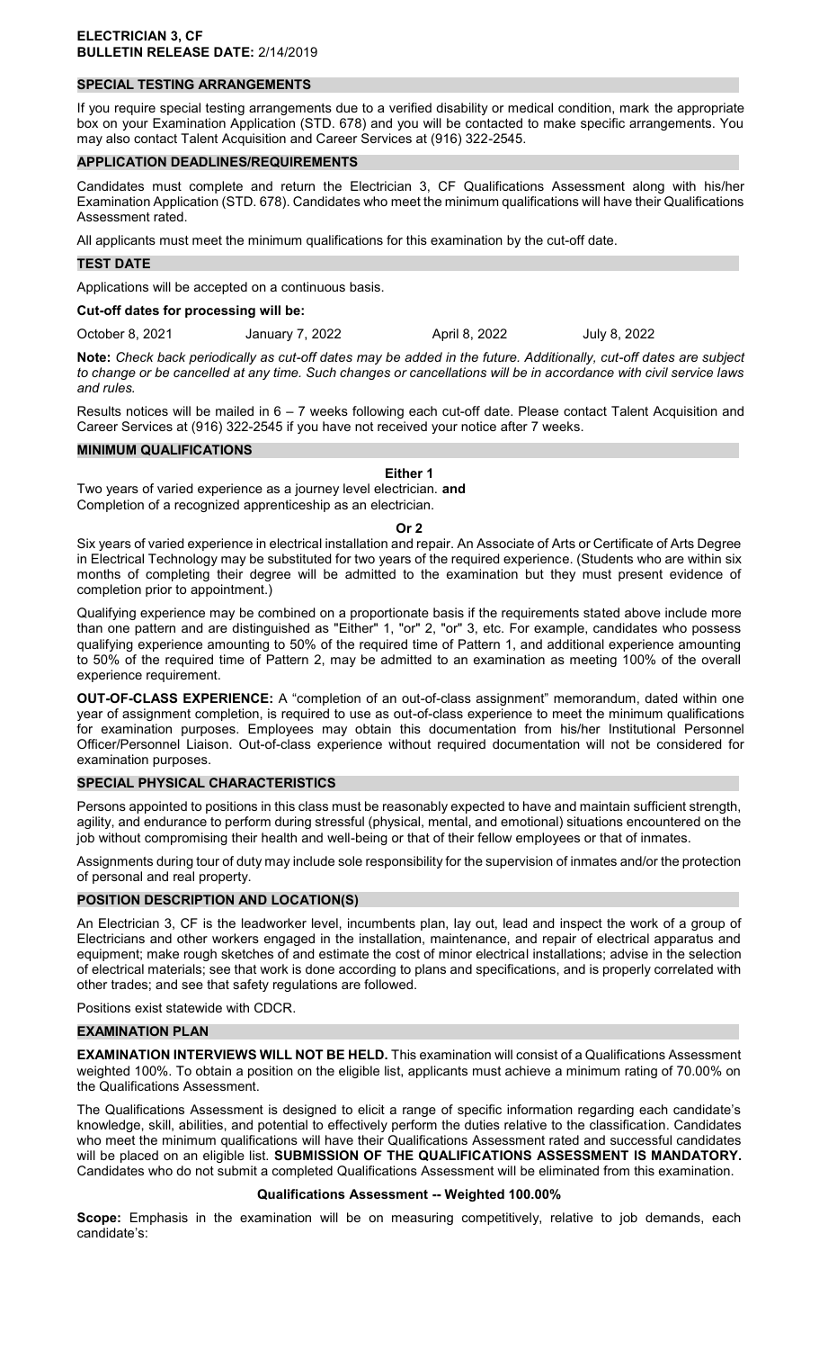**ELECTRICIAN 3, CF**
**BULLETIN RELEASE DATE:** 2/14/2019

## SPECIAL TESTING ARRANGEMENTS

If you require special testing arrangements due to a verified disability or medical condition, mark the appropriate box on your Examination Application (STD. 678) and you will be contacted to make specific arrangements. You may also contact Talent Acquisition and Career Services at (916) 322-2545.

## APPLICATION DEADLINES/REQUIREMENTS

Candidates must complete and return the Electrician 3, CF Qualifications Assessment along with his/her Examination Application (STD. 678). Candidates who meet the minimum qualifications will have their Qualifications Assessment rated.

All applicants must meet the minimum qualifications for this examination by the cut-off date.

## TEST DATE

Applications will be accepted on a continuous basis.

**Cut-off dates for processing will be:**

October 8, 2021 &nbsp;&nbsp;&nbsp; January 7, 2022 &nbsp;&nbsp;&nbsp; April 8, 2022 &nbsp;&nbsp;&nbsp; July 8, 2022

**Note:** *Check back periodically as cut-off dates may be added in the future. Additionally, cut-off dates are subject to change or be cancelled at any time. Such changes or cancellations will be in accordance with civil service laws and rules.*

Results notices will be mailed in 6 – 7 weeks following each cut-off date. Please contact Talent Acquisition and Career Services at (916) 322-2545 if you have not received your notice after 7 weeks.

## MINIMUM QUALIFICATIONS

**Either 1**

Two years of varied experience as a journey level electrician. **and**
Completion of a recognized apprenticeship as an electrician.

**Or 2**

Six years of varied experience in electrical installation and repair. An Associate of Arts or Certificate of Arts Degree in Electrical Technology may be substituted for two years of the required experience. (Students who are within six months of completing their degree will be admitted to the examination but they must present evidence of completion prior to appointment.)

Qualifying experience may be combined on a proportionate basis if the requirements stated above include more than one pattern and are distinguished as "Either" 1, "or" 2, "or" 3, etc. For example, candidates who possess qualifying experience amounting to 50% of the required time of Pattern 1, and additional experience amounting to 50% of the required time of Pattern 2, may be admitted to an examination as meeting 100% of the overall experience requirement.

**OUT-OF-CLASS EXPERIENCE:** A "completion of an out-of-class assignment" memorandum, dated within one year of assignment completion, is required to use as out-of-class experience to meet the minimum qualifications for examination purposes. Employees may obtain this documentation from his/her Institutional Personnel Officer/Personnel Liaison. Out-of-class experience without required documentation will not be considered for examination purposes.

## SPECIAL PHYSICAL CHARACTERISTICS

Persons appointed to positions in this class must be reasonably expected to have and maintain sufficient strength, agility, and endurance to perform during stressful (physical, mental, and emotional) situations encountered on the job without compromising their health and well-being or that of their fellow employees or that of inmates.

Assignments during tour of duty may include sole responsibility for the supervision of inmates and/or the protection of personal and real property.

## POSITION DESCRIPTION AND LOCATION(S)

An Electrician 3, CF is the leadworker level, incumbents plan, lay out, lead and inspect the work of a group of Electricians and other workers engaged in the installation, maintenance, and repair of electrical apparatus and equipment; make rough sketches of and estimate the cost of minor electrical installations; advise in the selection of electrical materials; see that work is done according to plans and specifications, and is properly correlated with other trades; and see that safety regulations are followed.

Positions exist statewide with CDCR.

## EXAMINATION PLAN

**EXAMINATION INTERVIEWS WILL NOT BE HELD.** This examination will consist of a Qualifications Assessment weighted 100%. To obtain a position on the eligible list, applicants must achieve a minimum rating of 70.00% on the Qualifications Assessment.

The Qualifications Assessment is designed to elicit a range of specific information regarding each candidate's knowledge, skill, abilities, and potential to effectively perform the duties relative to the classification. Candidates who meet the minimum qualifications will have their Qualifications Assessment rated and successful candidates will be placed on an eligible list. **SUBMISSION OF THE QUALIFICATIONS ASSESSMENT IS MANDATORY.** Candidates who do not submit a completed Qualifications Assessment will be eliminated from this examination.

**Qualifications Assessment -- Weighted 100.00%**

**Scope:** Emphasis in the examination will be on measuring competitively, relative to job demands, each candidate's: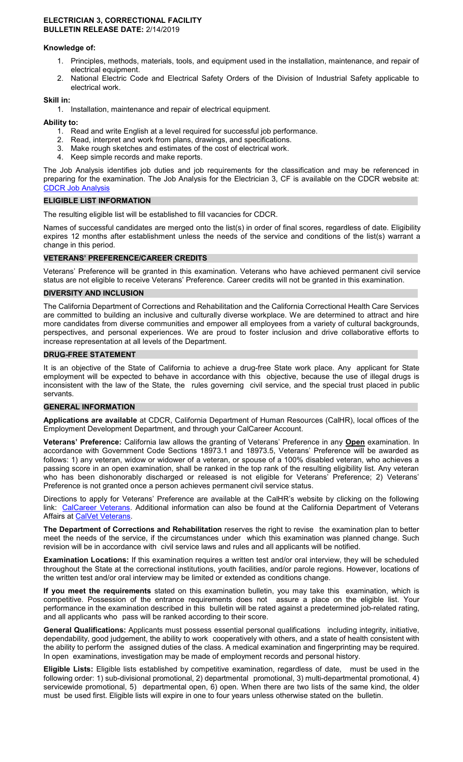**ELECTRICIAN 3, CORRECTIONAL FACILITY**
**BULLETIN RELEASE DATE:** 2/14/2019

**Knowledge of:**

1. Principles, methods, materials, tools, and equipment used in the installation, maintenance, and repair of electrical equipment.
2. National Electric Code and Electrical Safety Orders of the Division of Industrial Safety applicable to electrical work.

**Skill in:**

1. Installation, maintenance and repair of electrical equipment.

**Ability to:**

1. Read and write English at a level required for successful job performance.
2. Read, interpret and work from plans, drawings, and specifications.
3. Make rough sketches and estimates of the cost of electrical work.
4. Keep simple records and make reports.

The Job Analysis identifies job duties and job requirements for the classification and may be referenced in preparing for the examination. The Job Analysis for the Electrician 3, CF is available on the CDCR website at: CDCR Job Analysis

## ELIGIBLE LIST INFORMATION

The resulting eligible list will be established to fill vacancies for CDCR.

Names of successful candidates are merged onto the list(s) in order of final scores, regardless of date. Eligibility expires 12 months after establishment unless the needs of the service and conditions of the list(s) warrant a change in this period.

## VETERANS' PREFERENCE/CAREER CREDITS

Veterans' Preference will be granted in this examination. Veterans who have achieved permanent civil service status are not eligible to receive Veterans' Preference. Career credits will not be granted in this examination.

## DIVERSITY AND INCLUSION

The California Department of Corrections and Rehabilitation and the California Correctional Health Care Services are committed to building an inclusive and culturally diverse workplace. We are determined to attract and hire more candidates from diverse communities and empower all employees from a variety of cultural backgrounds, perspectives, and personal experiences. We are proud to foster inclusion and drive collaborative efforts to increase representation at all levels of the Department.

## DRUG-FREE STATEMENT

It is an objective of the State of California to achieve a drug-free State work place. Any applicant for State employment will be expected to behave in accordance with this objective, because the use of illegal drugs is inconsistent with the law of the State, the rules governing civil service, and the special trust placed in public servants.

## GENERAL INFORMATION

**Applications are available** at CDCR, California Department of Human Resources (CalHR), local offices of the Employment Development Department, and through your CalCareer Account.

**Veterans' Preference:** California law allows the granting of Veterans' Preference in any **Open** examination. In accordance with Government Code Sections 18973.1 and 18973.5, Veterans' Preference will be awarded as follows: 1) any veteran, widow or widower of a veteran, or spouse of a 100% disabled veteran, who achieves a passing score in an open examination, shall be ranked in the top rank of the resulting eligibility list. Any veteran who has been dishonorably discharged or released is not eligible for Veterans' Preference; 2) Veterans' Preference is not granted once a person achieves permanent civil service status.

Directions to apply for Veterans' Preference are available at the CalHR's website by clicking on the following link: CalCareer Veterans. Additional information can also be found at the California Department of Veterans Affairs at CalVet Veterans.

**The Department of Corrections and Rehabilitation** reserves the right to revise the examination plan to better meet the needs of the service, if the circumstances under which this examination was planned change. Such revision will be in accordance with civil service laws and rules and all applicants will be notified.

**Examination Locations:** If this examination requires a written test and/or oral interview, they will be scheduled throughout the State at the correctional institutions, youth facilities, and/or parole regions. However, locations of the written test and/or oral interview may be limited or extended as conditions change.

**If you meet the requirements** stated on this examination bulletin, you may take this examination, which is competitive. Possession of the entrance requirements does not assure a place on the eligible list. Your performance in the examination described in this bulletin will be rated against a predetermined job-related rating, and all applicants who pass will be ranked according to their score.

**General Qualifications:** Applicants must possess essential personal qualifications including integrity, initiative, dependability, good judgement, the ability to work cooperatively with others, and a state of health consistent with the ability to perform the assigned duties of the class. A medical examination and fingerprinting may be required. In open examinations, investigation may be made of employment records and personal history.

**Eligible Lists:** Eligible lists established by competitive examination, regardless of date, must be used in the following order: 1) sub-divisional promotional, 2) departmental promotional, 3) multi-departmental promotional, 4) servicewide promotional, 5) departmental open, 6) open. When there are two lists of the same kind, the older must be used first. Eligible lists will expire in one to four years unless otherwise stated on the bulletin.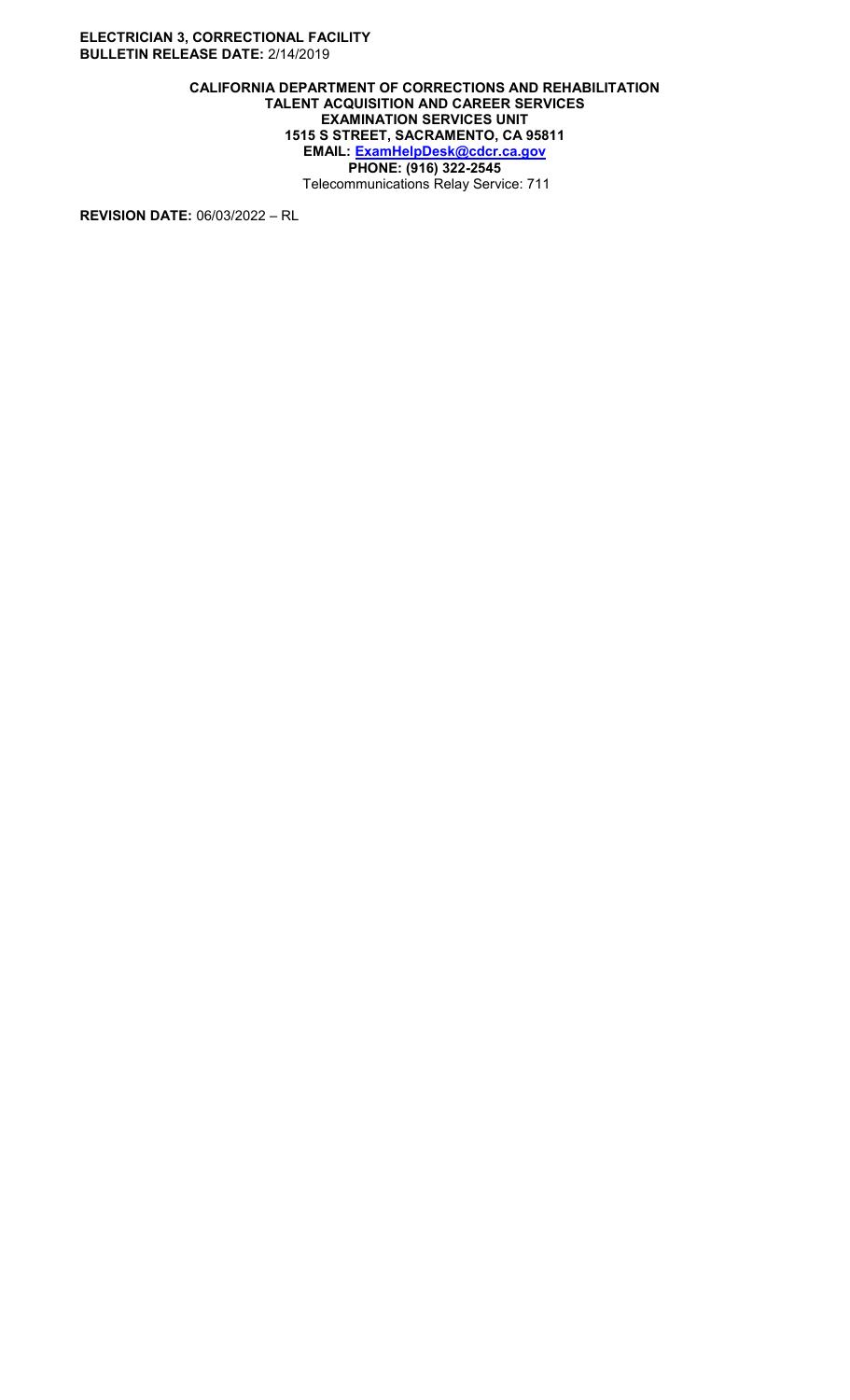**ELECTRICIAN 3, CORRECTIONAL FACILITY**
**BULLETIN RELEASE DATE:** 2/14/2019

**CALIFORNIA DEPARTMENT OF CORRECTIONS AND REHABILITATION**
**TALENT ACQUISITION AND CAREER SERVICES**
**EXAMINATION SERVICES UNIT**
**1515 S STREET, SACRAMENTO, CA 95811**
**EMAIL: ExamHelpDesk@cdcr.ca.gov**
**PHONE: (916) 322-2545**
Telecommunications Relay Service: 711

**REVISION DATE:** 06/03/2022 – RL